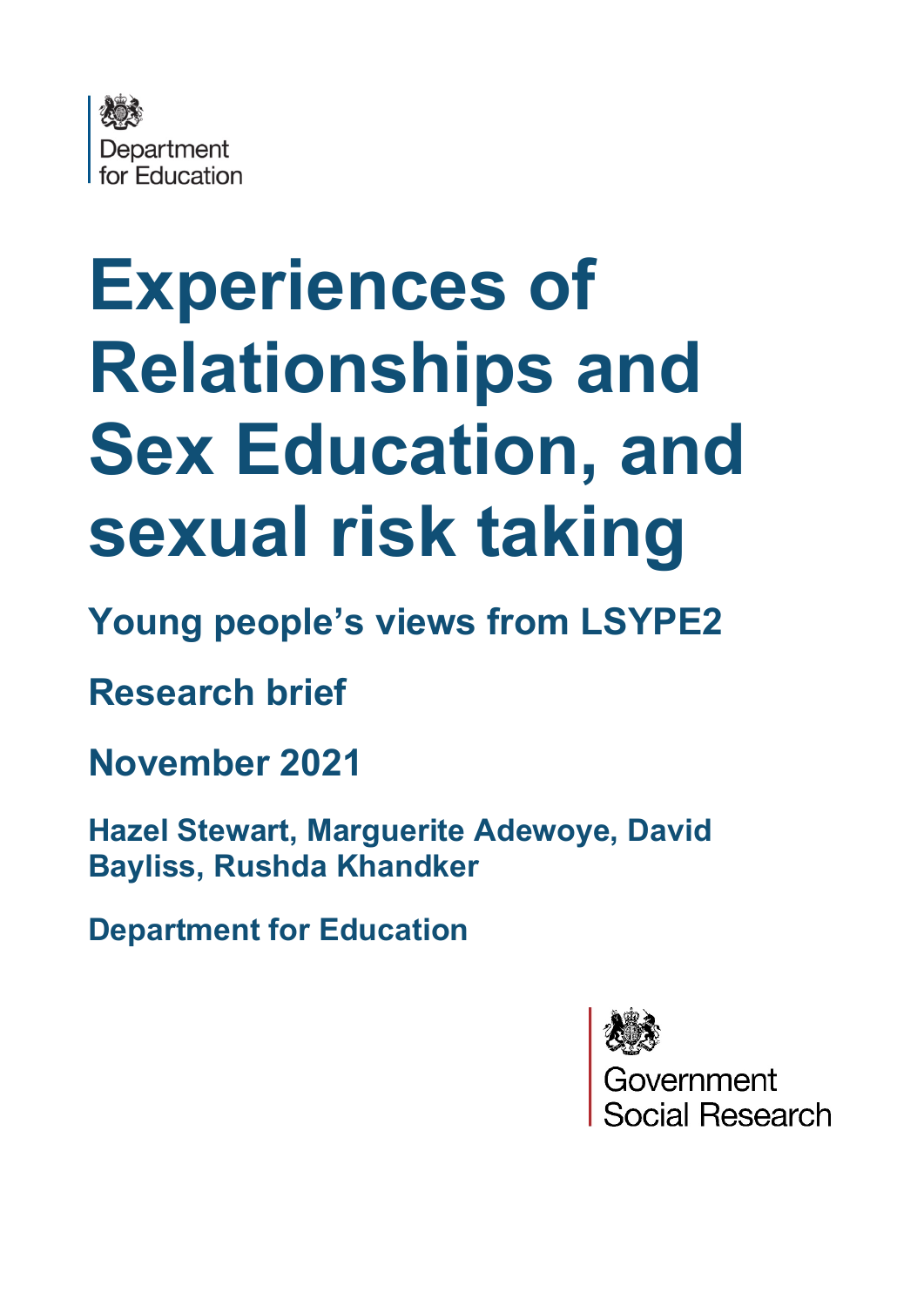Department for Education

# Experiences of Relationships and Sex Education, and sexual risk taking

## Young people's views from LSYPE2

## Research brief

## November 2021

**Hazel Stewart, Marguerite Adewoye, David Bayliss, Rushda Khandker**

**Department for Education**

Government Social Research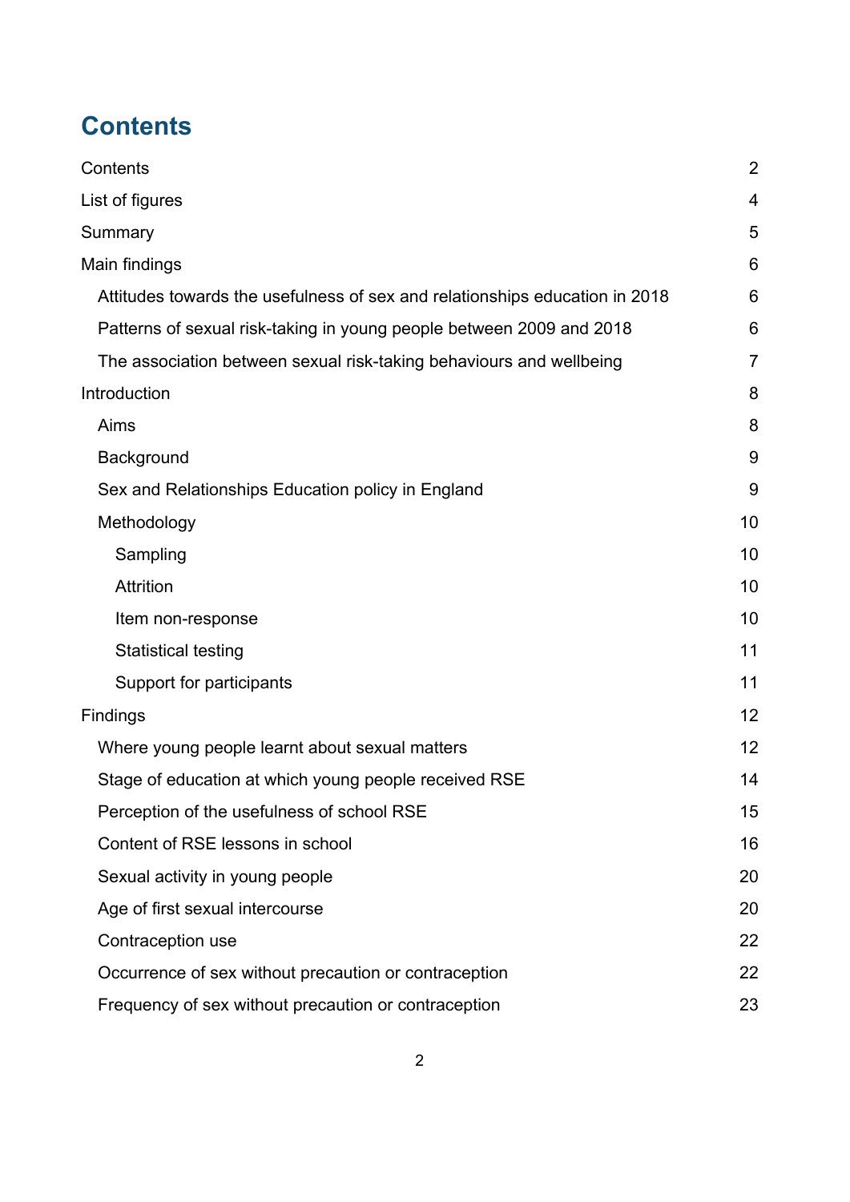# Contents

| | |
|---|---|
| Contents | 2 |
| List of figures | 4 |
| Summary | 5 |
| Main findings | 6 |
| Attitudes towards the usefulness of sex and relationships education in 2018 | 6 |
| Patterns of sexual risk-taking in young people between 2009 and 2018 | 6 |
| The association between sexual risk-taking behaviours and wellbeing | 7 |
| Introduction | 8 |
| Aims | 8 |
| Background | 9 |
| Sex and Relationships Education policy in England | 9 |
| Methodology | 10 |
| Sampling | 10 |
| Attrition | 10 |
| Item non-response | 10 |
| Statistical testing | 11 |
| Support for participants | 11 |
| Findings | 12 |
| Where young people learnt about sexual matters | 12 |
| Stage of education at which young people received RSE | 14 |
| Perception of the usefulness of school RSE | 15 |
| Content of RSE lessons in school | 16 |
| Sexual activity in young people | 20 |
| Age of first sexual intercourse | 20 |
| Contraception use | 22 |
| Occurrence of sex without precaution or contraception | 22 |
| Frequency of sex without precaution or contraception | 23 |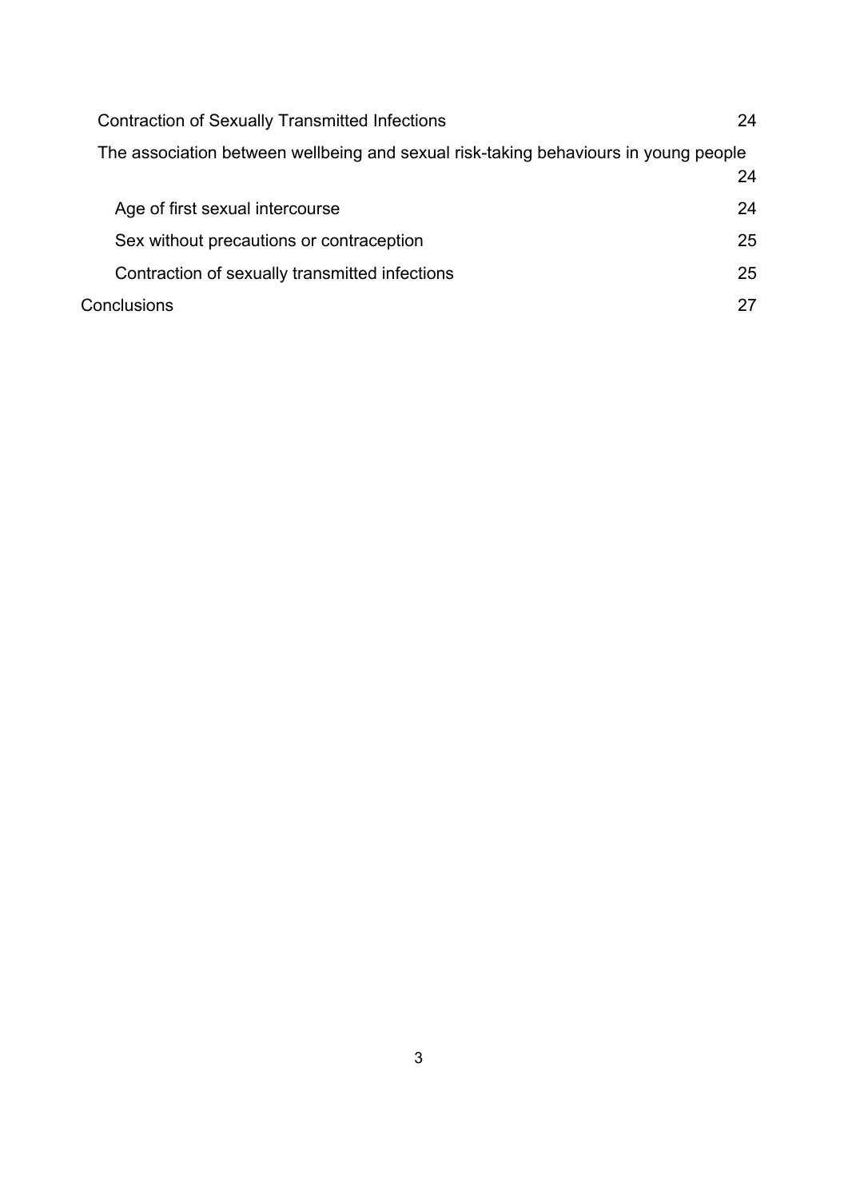Contraction of Sexually Transmitted Infections 24

The association between wellbeing and sexual risk-taking behaviours in young people 24

Age of first sexual intercourse 24

Sex without precautions or contraception 25

Contraction of sexually transmitted infections 25

Conclusions 27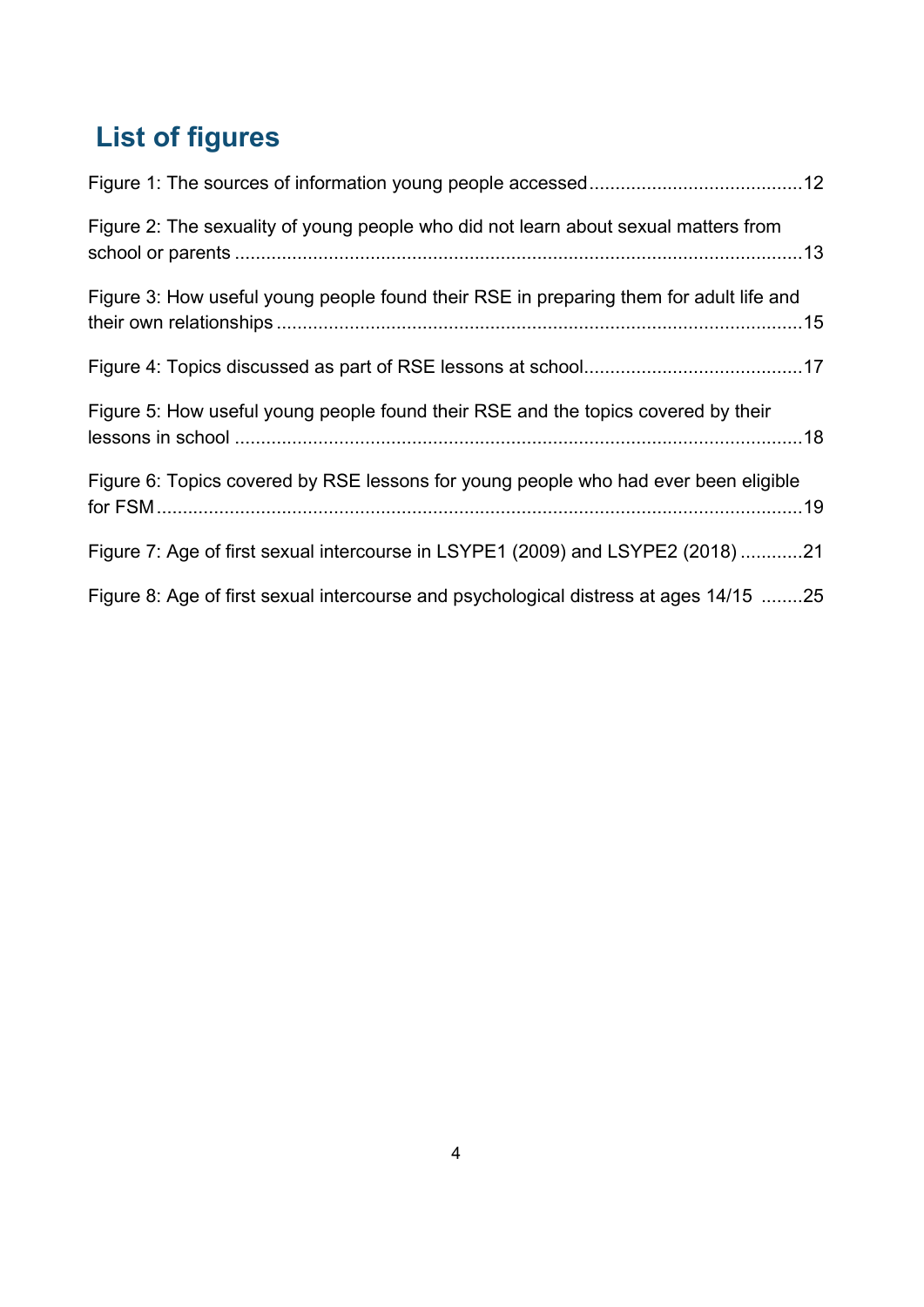# List of figures

Figure 1: The sources of information young people accessed ........................................12

Figure 2: The sexuality of young people who did not learn about sexual matters from school or parents ...........................................................................................................13

Figure 3: How useful young people found their RSE in preparing them for adult life and their own relationships ...................................................................................................15

Figure 4: Topics discussed as part of RSE lessons at school.........................................17

Figure 5: How useful young people found their RSE and the topics covered by their lessons in school ...........................................................................................................18

Figure 6: Topics covered by RSE lessons for young people who had ever been eligible for FSM ..........................................................................................................................19

Figure 7: Age of first sexual intercourse in LSYPE1 (2009) and LSYPE2 (2018) ............21

Figure 8: Age of first sexual intercourse and psychological distress at ages 14/15 ........25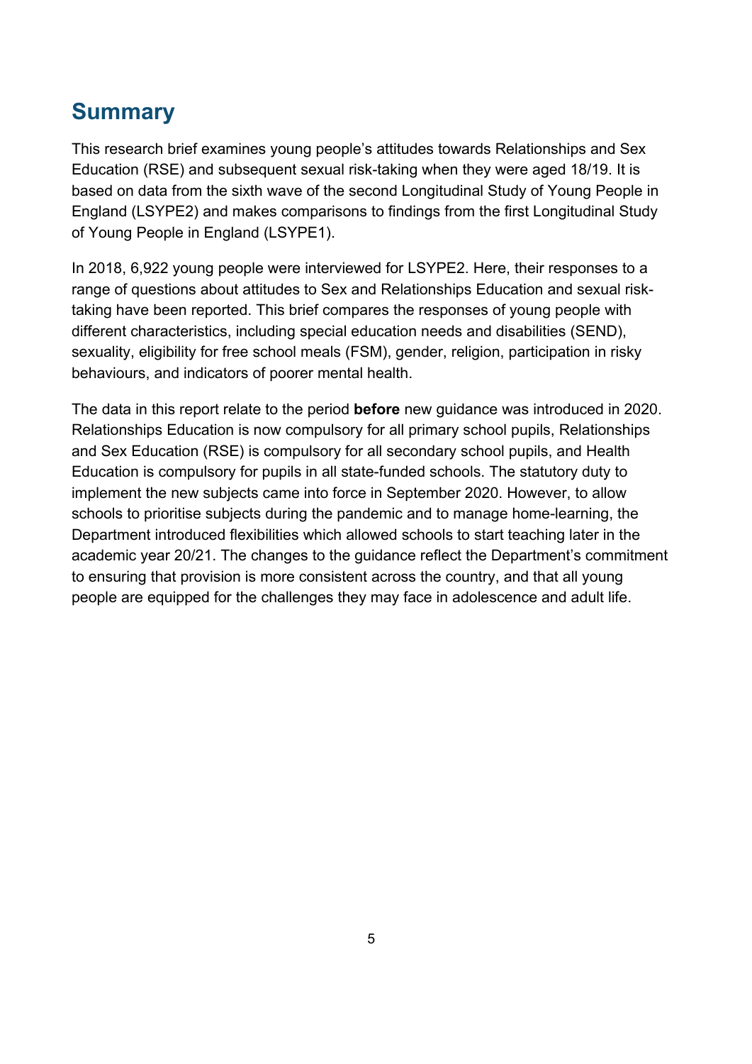# Summary

This research brief examines young people's attitudes towards Relationships and Sex Education (RSE) and subsequent sexual risk-taking when they were aged 18/19. It is based on data from the sixth wave of the second Longitudinal Study of Young People in England (LSYPE2) and makes comparisons to findings from the first Longitudinal Study of Young People in England (LSYPE1).

In 2018, 6,922 young people were interviewed for LSYPE2. Here, their responses to a range of questions about attitudes to Sex and Relationships Education and sexual risk-taking have been reported. This brief compares the responses of young people with different characteristics, including special education needs and disabilities (SEND), sexuality, eligibility for free school meals (FSM), gender, religion, participation in risky behaviours, and indicators of poorer mental health.

The data in this report relate to the period **before** new guidance was introduced in 2020. Relationships Education is now compulsory for all primary school pupils, Relationships and Sex Education (RSE) is compulsory for all secondary school pupils, and Health Education is compulsory for pupils in all state-funded schools. The statutory duty to implement the new subjects came into force in September 2020. However, to allow schools to prioritise subjects during the pandemic and to manage home-learning, the Department introduced flexibilities which allowed schools to start teaching later in the academic year 20/21. The changes to the guidance reflect the Department's commitment to ensuring that provision is more consistent across the country, and that all young people are equipped for the challenges they may face in adolescence and adult life.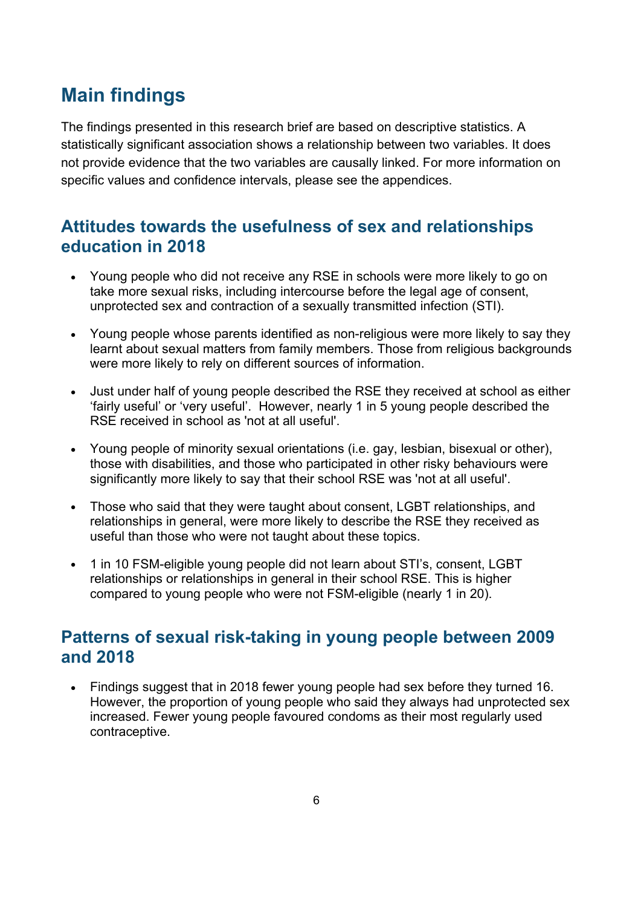# Main findings

The findings presented in this research brief are based on descriptive statistics. A statistically significant association shows a relationship between two variables. It does not provide evidence that the two variables are causally linked. For more information on specific values and confidence intervals, please see the appendices.

## Attitudes towards the usefulness of sex and relationships education in 2018

- Young people who did not receive any RSE in schools were more likely to go on take more sexual risks, including intercourse before the legal age of consent, unprotected sex and contraction of a sexually transmitted infection (STI).
- Young people whose parents identified as non-religious were more likely to say they learnt about sexual matters from family members. Those from religious backgrounds were more likely to rely on different sources of information.
- Just under half of young people described the RSE they received at school as either 'fairly useful' or 'very useful'. However, nearly 1 in 5 young people described the RSE received in school as 'not at all useful'.
- Young people of minority sexual orientations (i.e. gay, lesbian, bisexual or other), those with disabilities, and those who participated in other risky behaviours were significantly more likely to say that their school RSE was 'not at all useful'.
- Those who said that they were taught about consent, LGBT relationships, and relationships in general, were more likely to describe the RSE they received as useful than those who were not taught about these topics.
- 1 in 10 FSM-eligible young people did not learn about STI's, consent, LGBT relationships or relationships in general in their school RSE. This is higher compared to young people who were not FSM-eligible (nearly 1 in 20).

## Patterns of sexual risk-taking in young people between 2009 and 2018

- Findings suggest that in 2018 fewer young people had sex before they turned 16. However, the proportion of young people who said they always had unprotected sex increased. Fewer young people favoured condoms as their most regularly used contraceptive.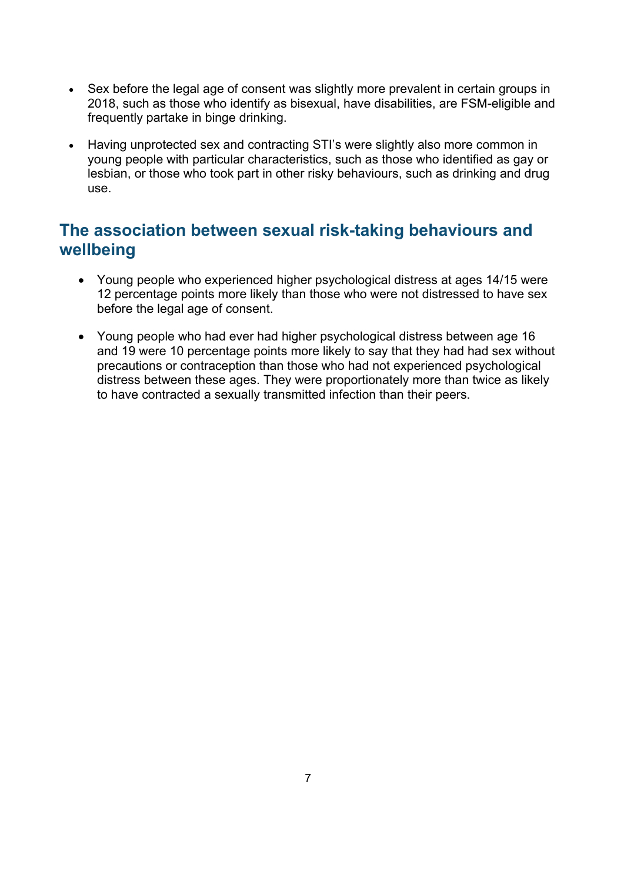- Sex before the legal age of consent was slightly more prevalent in certain groups in 2018, such as those who identify as bisexual, have disabilities, are FSM-eligible and frequently partake in binge drinking.
- Having unprotected sex and contracting STI's were slightly also more common in young people with particular characteristics, such as those who identified as gay or lesbian, or those who took part in other risky behaviours, such as drinking and drug use.

## The association between sexual risk-taking behaviours and wellbeing

- Young people who experienced higher psychological distress at ages 14/15 were 12 percentage points more likely than those who were not distressed to have sex before the legal age of consent.
- Young people who had ever had higher psychological distress between age 16 and 19 were 10 percentage points more likely to say that they had had sex without precautions or contraception than those who had not experienced psychological distress between these ages. They were proportionately more than twice as likely to have contracted a sexually transmitted infection than their peers.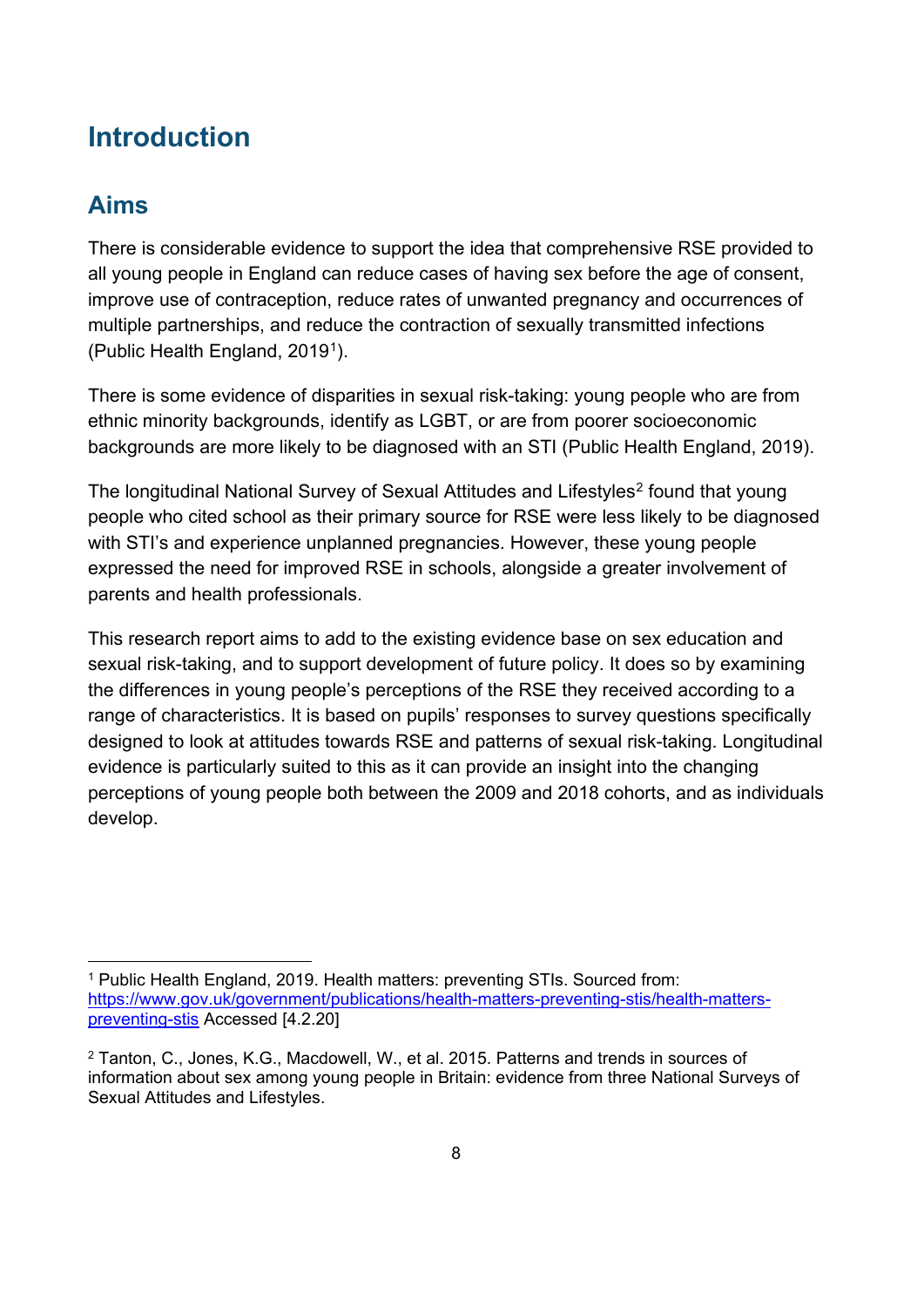# Introduction

## Aims

There is considerable evidence to support the idea that comprehensive RSE provided to all young people in England can reduce cases of having sex before the age of consent, improve use of contraception, reduce rates of unwanted pregnancy and occurrences of multiple partnerships, and reduce the contraction of sexually transmitted infections (Public Health England, 2019[1]).

There is some evidence of disparities in sexual risk-taking: young people who are from ethnic minority backgrounds, identify as LGBT, or are from poorer socioeconomic backgrounds are more likely to be diagnosed with an STI (Public Health England, 2019).

The longitudinal National Survey of Sexual Attitudes and Lifestyles[2] found that young people who cited school as their primary source for RSE were less likely to be diagnosed with STI's and experience unplanned pregnancies. However, these young people expressed the need for improved RSE in schools, alongside a greater involvement of parents and health professionals.

This research report aims to add to the existing evidence base on sex education and sexual risk-taking, and to support development of future policy. It does so by examining the differences in young people's perceptions of the RSE they received according to a range of characteristics. It is based on pupils' responses to survey questions specifically designed to look at attitudes towards RSE and patterns of sexual risk-taking. Longitudinal evidence is particularly suited to this as it can provide an insight into the changing perceptions of young people both between the 2009 and 2018 cohorts, and as individuals develop.

---

[1] Public Health England, 2019. Health matters: preventing STIs. Sourced from: https://www.gov.uk/government/publications/health-matters-preventing-stis/health-matters-preventing-stis Accessed [4.2.20]

[2] Tanton, C., Jones, K.G., Macdowell, W., et al. 2015. Patterns and trends in sources of information about sex among young people in Britain: evidence from three National Surveys of Sexual Attitudes and Lifestyles.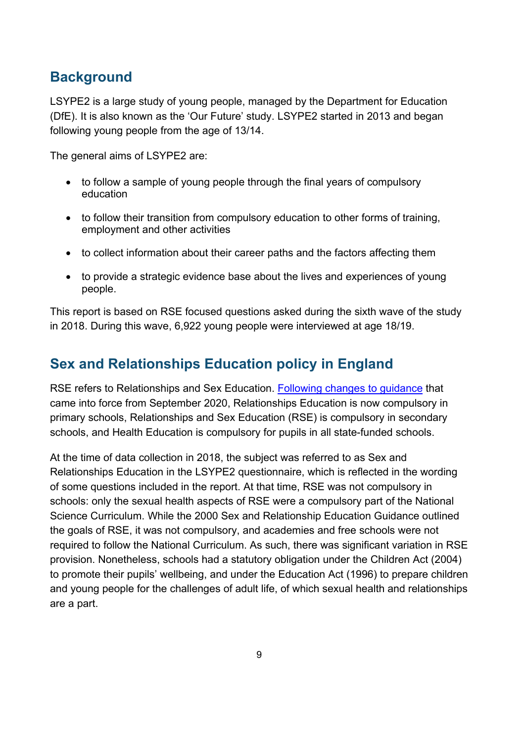## Background

LSYPE2 is a large study of young people, managed by the Department for Education (DfE). It is also known as the 'Our Future' study. LSYPE2 started in 2013 and began following young people from the age of 13/14.

The general aims of LSYPE2 are:

- to follow a sample of young people through the final years of compulsory education
- to follow their transition from compulsory education to other forms of training, employment and other activities
- to collect information about their career paths and the factors affecting them
- to provide a strategic evidence base about the lives and experiences of young people.

This report is based on RSE focused questions asked during the sixth wave of the study in 2018. During this wave, 6,922 young people were interviewed at age 18/19.

## Sex and Relationships Education policy in England

RSE refers to Relationships and Sex Education. Following changes to guidance that came into force from September 2020, Relationships Education is now compulsory in primary schools, Relationships and Sex Education (RSE) is compulsory in secondary schools, and Health Education is compulsory for pupils in all state-funded schools.

At the time of data collection in 2018, the subject was referred to as Sex and Relationships Education in the LSYPE2 questionnaire, which is reflected in the wording of some questions included in the report. At that time, RSE was not compulsory in schools: only the sexual health aspects of RSE were a compulsory part of the National Science Curriculum. While the 2000 Sex and Relationship Education Guidance outlined the goals of RSE, it was not compulsory, and academies and free schools were not required to follow the National Curriculum. As such, there was significant variation in RSE provision. Nonetheless, schools had a statutory obligation under the Children Act (2004) to promote their pupils' wellbeing, and under the Education Act (1996) to prepare children and young people for the challenges of adult life, of which sexual health and relationships are a part.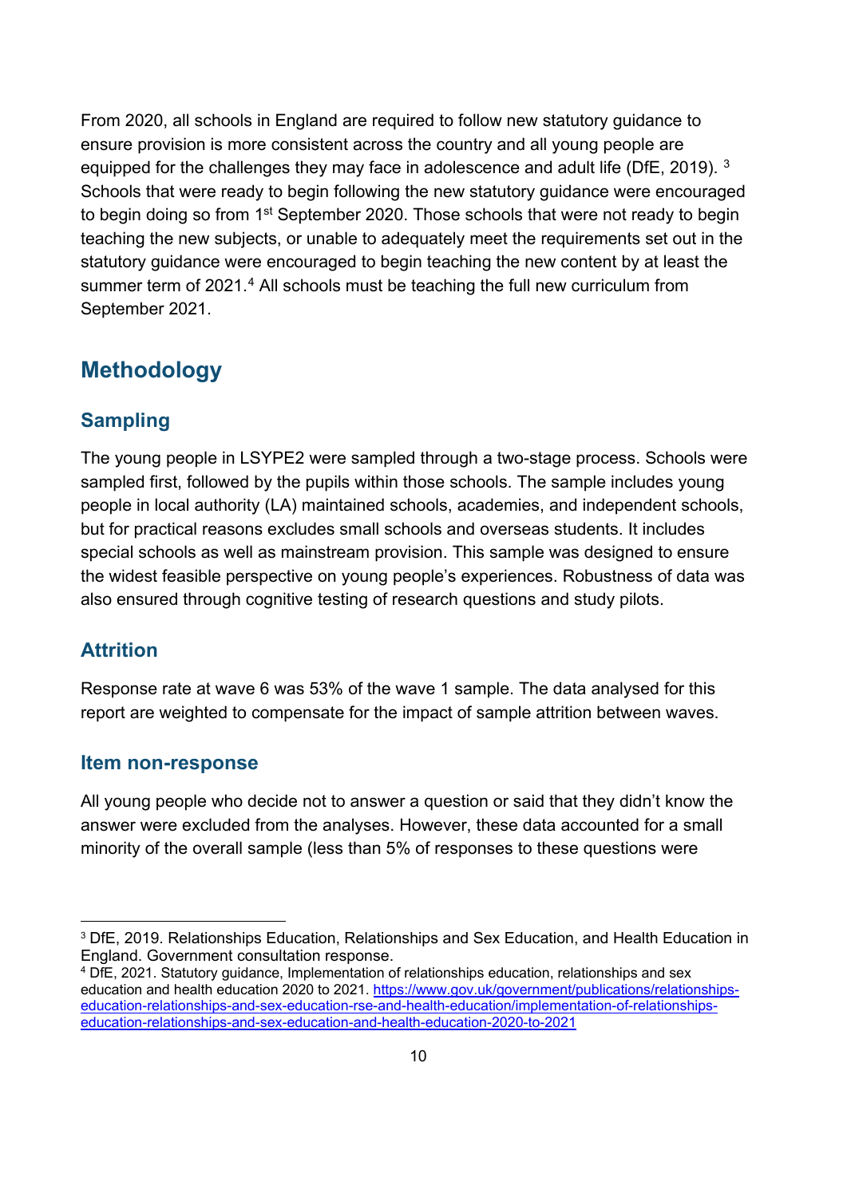From 2020, all schools in England are required to follow new statutory guidance to ensure provision is more consistent across the country and all young people are equipped for the challenges they may face in adolescence and adult life (DfE, 2019). [3] Schools that were ready to begin following the new statutory guidance were encouraged to begin doing so from 1st September 2020. Those schools that were not ready to begin teaching the new subjects, or unable to adequately meet the requirements set out in the statutory guidance were encouraged to begin teaching the new content by at least the summer term of 2021.[4] All schools must be teaching the full new curriculum from September 2021.

## Methodology

### Sampling

The young people in LSYPE2 were sampled through a two-stage process. Schools were sampled first, followed by the pupils within those schools. The sample includes young people in local authority (LA) maintained schools, academies, and independent schools, but for practical reasons excludes small schools and overseas students. It includes special schools as well as mainstream provision. This sample was designed to ensure the widest feasible perspective on young people's experiences. Robustness of data was also ensured through cognitive testing of research questions and study pilots.

### Attrition

Response rate at wave 6 was 53% of the wave 1 sample. The data analysed for this report are weighted to compensate for the impact of sample attrition between waves.

### Item non-response

All young people who decide not to answer a question or said that they didn't know the answer were excluded from the analyses. However, these data accounted for a small minority of the overall sample (less than 5% of responses to these questions were

[3] DfE, 2019. Relationships Education, Relationships and Sex Education, and Health Education in England. Government consultation response.

[4] DfE, 2021. Statutory guidance, Implementation of relationships education, relationships and sex education and health education 2020 to 2021. https://www.gov.uk/government/publications/relationships-education-relationships-and-sex-education-rse-and-health-education/implementation-of-relationships-education-relationships-and-sex-education-and-health-education-2020-to-2021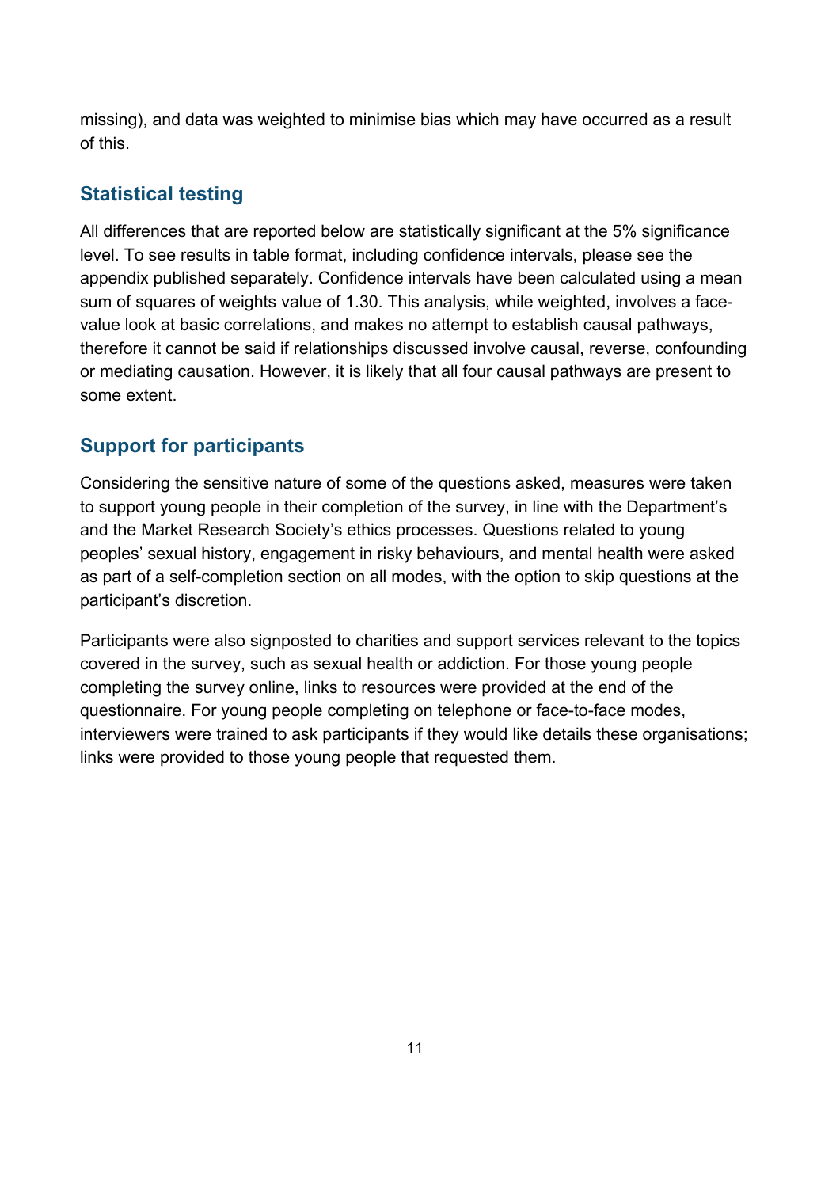missing), and data was weighted to minimise bias which may have occurred as a result of this.

## Statistical testing

All differences that are reported below are statistically significant at the 5% significance level. To see results in table format, including confidence intervals, please see the appendix published separately. Confidence intervals have been calculated using a mean sum of squares of weights value of 1.30. This analysis, while weighted, involves a face-value look at basic correlations, and makes no attempt to establish causal pathways, therefore it cannot be said if relationships discussed involve causal, reverse, confounding or mediating causation. However, it is likely that all four causal pathways are present to some extent.

## Support for participants

Considering the sensitive nature of some of the questions asked, measures were taken to support young people in their completion of the survey, in line with the Department's and the Market Research Society's ethics processes. Questions related to young peoples' sexual history, engagement in risky behaviours, and mental health were asked as part of a self-completion section on all modes, with the option to skip questions at the participant's discretion.

Participants were also signposted to charities and support services relevant to the topics covered in the survey, such as sexual health or addiction. For those young people completing the survey online, links to resources were provided at the end of the questionnaire. For young people completing on telephone or face-to-face modes, interviewers were trained to ask participants if they would like details these organisations; links were provided to those young people that requested them.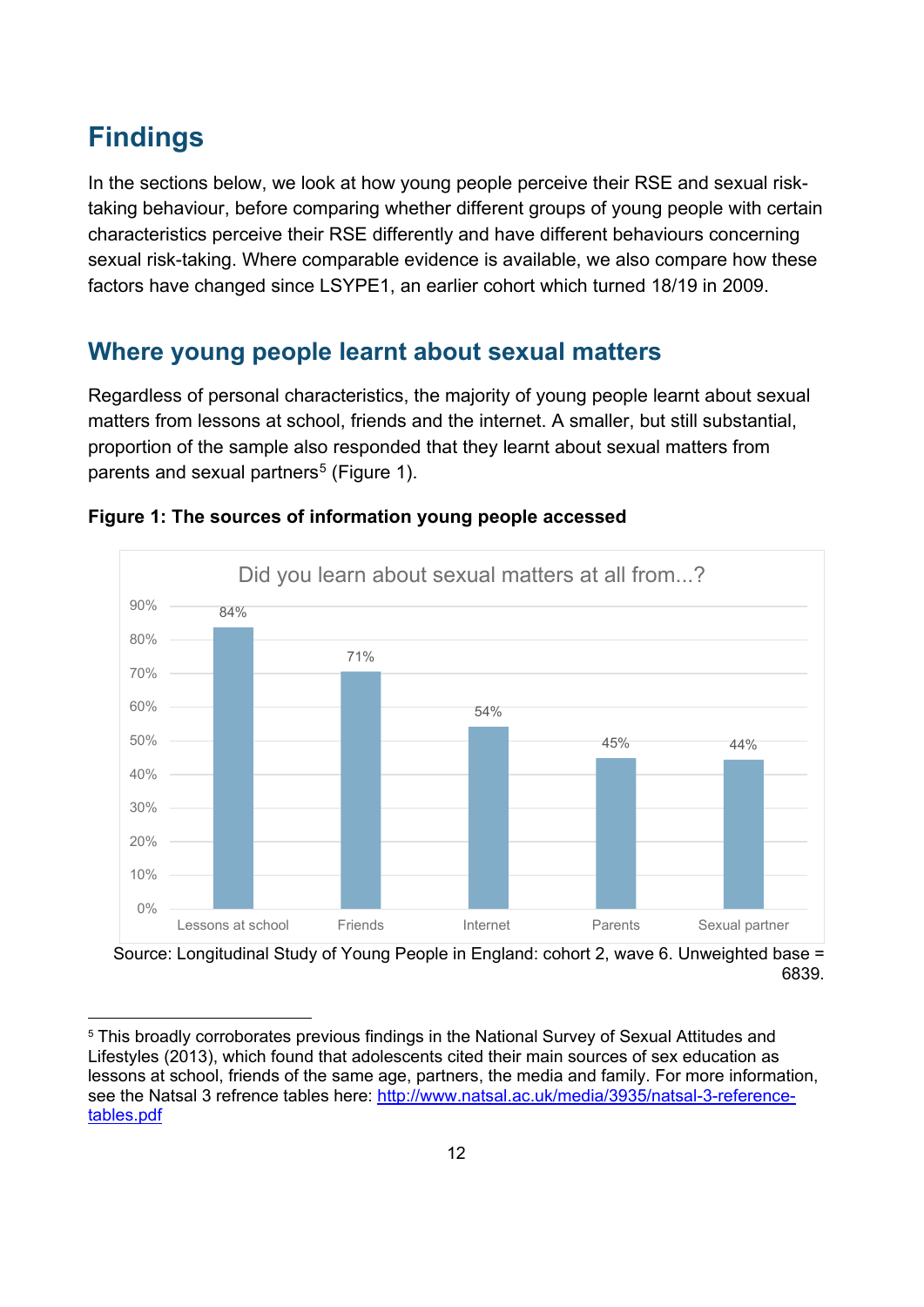# Findings

In the sections below, we look at how young people perceive their RSE and sexual risk-taking behaviour, before comparing whether different groups of young people with certain characteristics perceive their RSE differently and have different behaviours concerning sexual risk-taking. Where comparable evidence is available, we also compare how these factors have changed since LSYPE1, an earlier cohort which turned 18/19 in 2009.

## Where young people learnt about sexual matters

Regardless of personal characteristics, the majority of young people learnt about sexual matters from lessons at school, friends and the internet. A smaller, but still substantial, proportion of the sample also responded that they learnt about sexual matters from parents and sexual partners[5] (Figure 1).

**Figure 1: The sources of information young people accessed**

Did you learn about sexual matters at all from...?

| Source | % |
| --- | --- |
| Lessons at school | 84% |
| Friends | 71% |
| Internet | 54% |
| Parents | 45% |
| Sexual partner | 44% |

Source: Longitudinal Study of Young People in England: cohort 2, wave 6. Unweighted base = 6839.

[5] This broadly corroborates previous findings in the National Survey of Sexual Attitudes and Lifestyles (2013), which found that adolescents cited their main sources of sex education as lessons at school, friends of the same age, partners, the media and family. For more information, see the Natsal 3 refrence tables here: [http://www.natsal.ac.uk/media/3935/natsal-3-reference-tables.pdf](http://www.natsal.ac.uk/media/3935/natsal-3-reference-tables.pdf)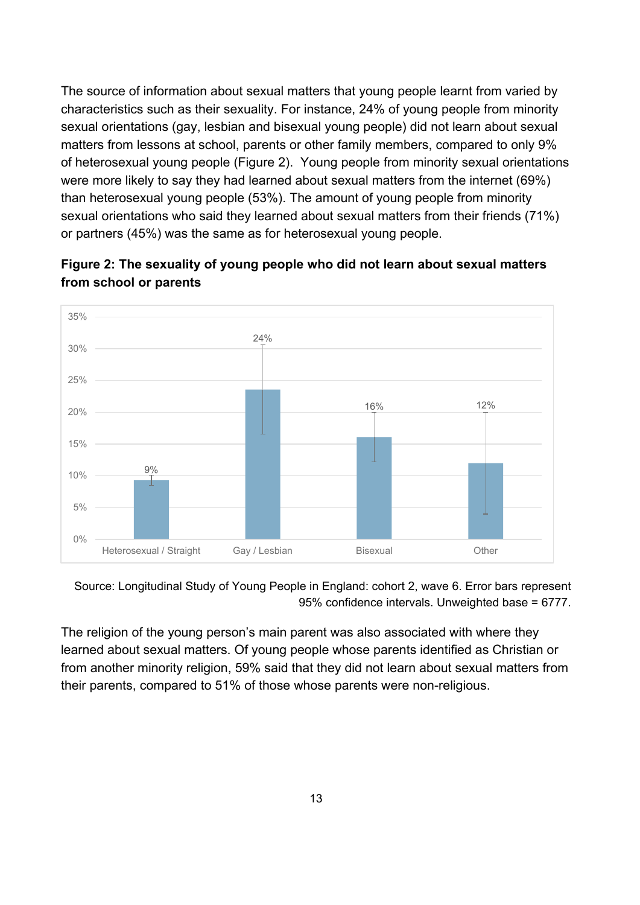The source of information about sexual matters that young people learnt from varied by characteristics such as their sexuality. For instance, 24% of young people from minority sexual orientations (gay, lesbian and bisexual young people) did not learn about sexual matters from lessons at school, parents or other family members, compared to only 9% of heterosexual young people (Figure 2). Young people from minority sexual orientations were more likely to say they had learned about sexual matters from the internet (69%) than heterosexual young people (53%). The amount of young people from minority sexual orientations who said they learned about sexual matters from their friends (71%) or partners (45%) was the same as for heterosexual young people.

**Figure 2: The sexuality of young people who did not learn about sexual matters from school or parents**

| Sexuality | Percentage |
|---|---|
| Heterosexual / Straight | 9% |
| Gay / Lesbian | 24% |
| Bisexual | 16% |
| Other | 12% |

Source: Longitudinal Study of Young People in England: cohort 2, wave 6. Error bars represent 95% confidence intervals. Unweighted base = 6777.

The religion of the young person's main parent was also associated with where they learned about sexual matters. Of young people whose parents identified as Christian or from another minority religion, 59% said that they did not learn about sexual matters from their parents, compared to 51% of those whose parents were non-religious.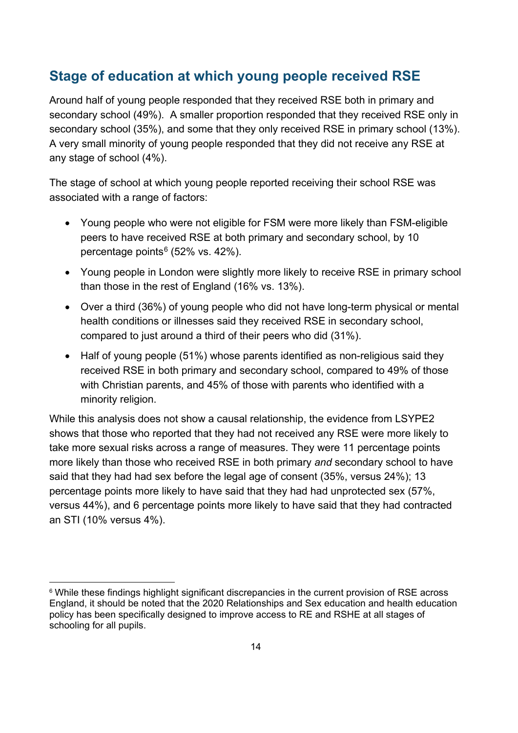## Stage of education at which young people received RSE

Around half of young people responded that they received RSE both in primary and secondary school (49%). A smaller proportion responded that they received RSE only in secondary school (35%), and some that they only received RSE in primary school (13%). A very small minority of young people responded that they did not receive any RSE at any stage of school (4%).

The stage of school at which young people reported receiving their school RSE was associated with a range of factors:

- Young people who were not eligible for FSM were more likely than FSM-eligible peers to have received RSE at both primary and secondary school, by 10 percentage points[6] (52% vs. 42%).
- Young people in London were slightly more likely to receive RSE in primary school than those in the rest of England (16% vs. 13%).
- Over a third (36%) of young people who did not have long-term physical or mental health conditions or illnesses said they received RSE in secondary school, compared to just around a third of their peers who did (31%).
- Half of young people (51%) whose parents identified as non-religious said they received RSE in both primary and secondary school, compared to 49% of those with Christian parents, and 45% of those with parents who identified with a minority religion.

While this analysis does not show a causal relationship, the evidence from LSYPE2 shows that those who reported that they had not received any RSE were more likely to take more sexual risks across a range of measures. They were 11 percentage points more likely than those who received RSE in both primary *and* secondary school to have said that they had had sex before the legal age of consent (35%, versus 24%); 13 percentage points more likely to have said that they had had unprotected sex (57%, versus 44%), and 6 percentage points more likely to have said that they had contracted an STI (10% versus 4%).

[6] While these findings highlight significant discrepancies in the current provision of RSE across England, it should be noted that the 2020 Relationships and Sex education and health education policy has been specifically designed to improve access to RE and RSHE at all stages of schooling for all pupils.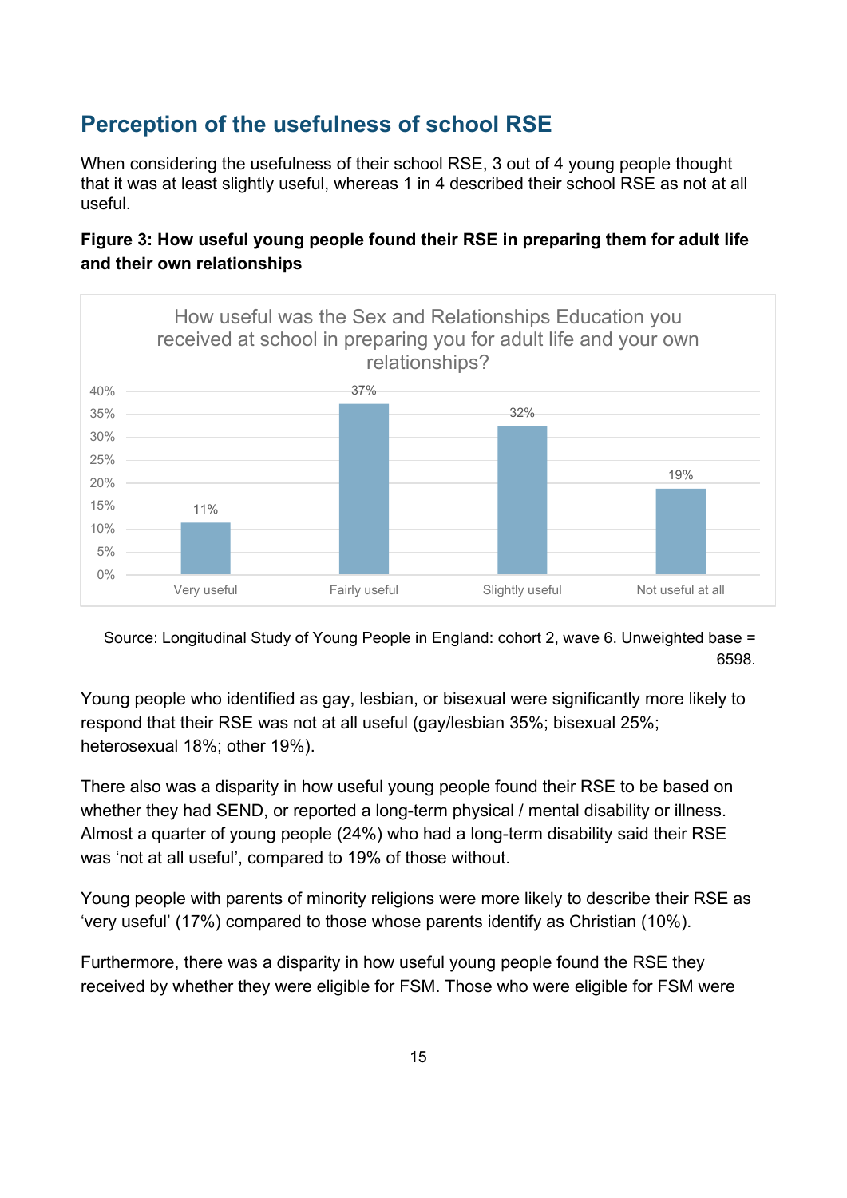## Perception of the usefulness of school RSE

When considering the usefulness of their school RSE, 3 out of 4 young people thought that it was at least slightly useful, whereas 1 in 4 described their school RSE as not at all useful.

**Figure 3: How useful young people found their RSE in preparing them for adult life and their own relationships**

How useful was the Sex and Relationships Education you received at school in preparing you for adult life and your own relationships?

| Response | Percentage |
|---|---|
| Very useful | 11% |
| Fairly useful | 37% |
| Slightly useful | 32% |
| Not useful at all | 19% |

Source: Longitudinal Study of Young People in England: cohort 2, wave 6. Unweighted base = 6598.

Young people who identified as gay, lesbian, or bisexual were significantly more likely to respond that their RSE was not at all useful (gay/lesbian 35%; bisexual 25%; heterosexual 18%; other 19%).

There also was a disparity in how useful young people found their RSE to be based on whether they had SEND, or reported a long-term physical / mental disability or illness. Almost a quarter of young people (24%) who had a long-term disability said their RSE was 'not at all useful', compared to 19% of those without.

Young people with parents of minority religions were more likely to describe their RSE as 'very useful' (17%) compared to those whose parents identify as Christian (10%).

Furthermore, there was a disparity in how useful young people found the RSE they received by whether they were eligible for FSM. Those who were eligible for FSM were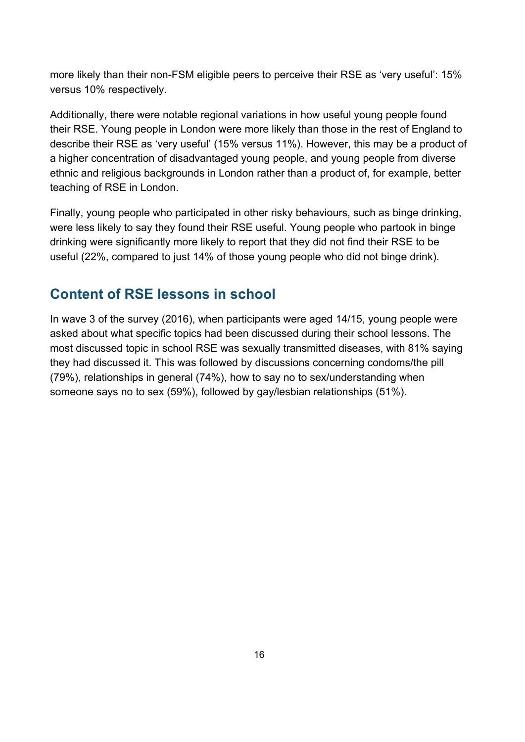more likely than their non-FSM eligible peers to perceive their RSE as 'very useful': 15% versus 10% respectively.

Additionally, there were notable regional variations in how useful young people found their RSE. Young people in London were more likely than those in the rest of England to describe their RSE as 'very useful' (15% versus 11%). However, this may be a product of a higher concentration of disadvantaged young people, and young people from diverse ethnic and religious backgrounds in London rather than a product of, for example, better teaching of RSE in London.

Finally, young people who participated in other risky behaviours, such as binge drinking, were less likely to say they found their RSE useful. Young people who partook in binge drinking were significantly more likely to report that they did not find their RSE to be useful (22%, compared to just 14% of those young people who did not binge drink).

## Content of RSE lessons in school

In wave 3 of the survey (2016), when participants were aged 14/15, young people were asked about what specific topics had been discussed during their school lessons. The most discussed topic in school RSE was sexually transmitted diseases, with 81% saying they had discussed it. This was followed by discussions concerning condoms/the pill (79%), relationships in general (74%), how to say no to sex/understanding when someone says no to sex (59%), followed by gay/lesbian relationships (51%).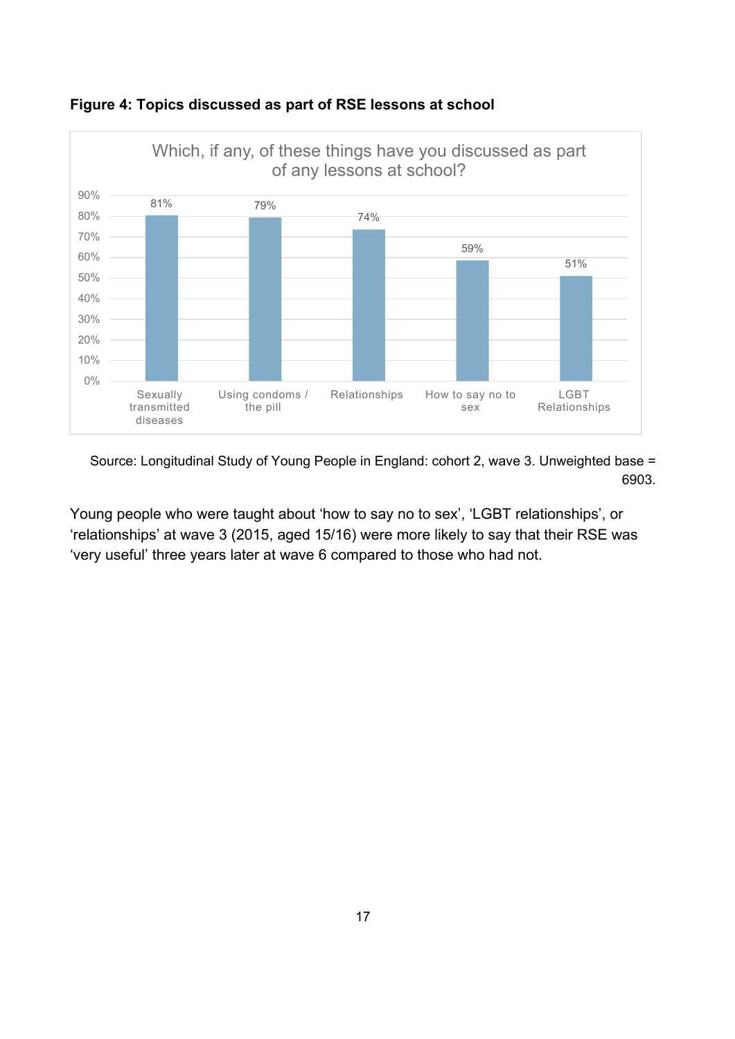**Figure 4: Topics discussed as part of RSE lessons at school**

Which, if any, of these things have you discussed as part of any lessons at school?

| Topic | Percentage |
| --- | --- |
| Sexually transmitted diseases | 81% |
| Using condoms / the pill | 79% |
| Relationships | 74% |
| How to say no to sex | 59% |
| LGBT Relationships | 51% |

Source: Longitudinal Study of Young People in England: cohort 2, wave 3. Unweighted base = 6903.

Young people who were taught about 'how to say no to sex', 'LGBT relationships', or 'relationships' at wave 3 (2015, aged 15/16) were more likely to say that their RSE was 'very useful' three years later at wave 6 compared to those who had not.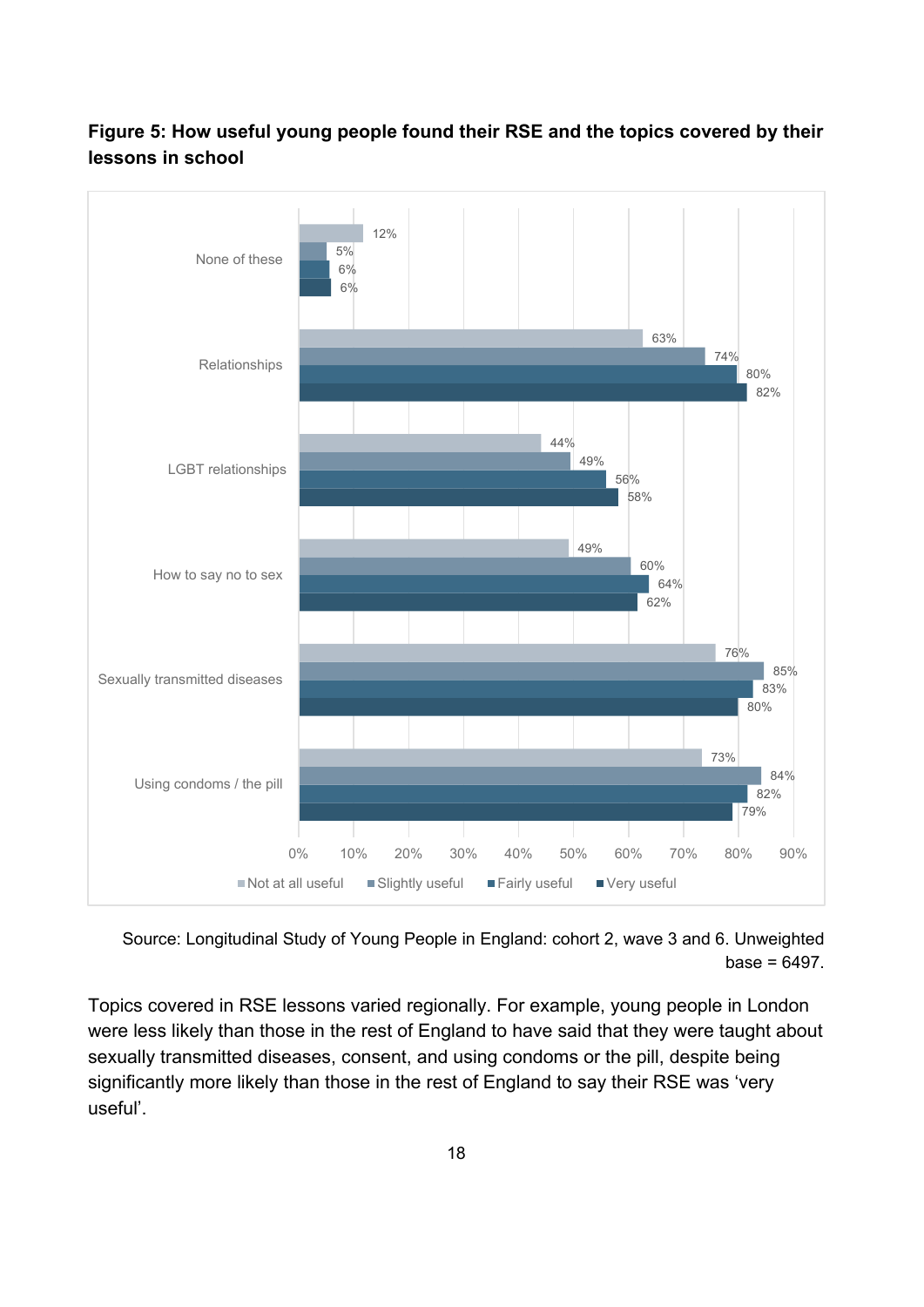**Figure 5: How useful young people found their RSE and the topics covered by their lessons in school**

| | Not at all useful | Slightly useful | Fairly useful | Very useful |
|---|---|---|---|---|
| None of these | 12% | 5% | 6% | 6% |
| Relationships | 63% | 74% | 80% | 82% |
| LGBT relationships | 44% | 49% | 56% | 58% |
| How to say no to sex | 49% | 60% | 64% | 62% |
| Sexually transmitted diseases | 76% | 85% | 83% | 80% |
| Using condoms / the pill | 73% | 84% | 82% | 79% |

Source: Longitudinal Study of Young People in England: cohort 2, wave 3 and 6. Unweighted base = 6497.

Topics covered in RSE lessons varied regionally. For example, young people in London were less likely than those in the rest of England to have said that they were taught about sexually transmitted diseases, consent, and using condoms or the pill, despite being significantly more likely than those in the rest of England to say their RSE was 'very useful'.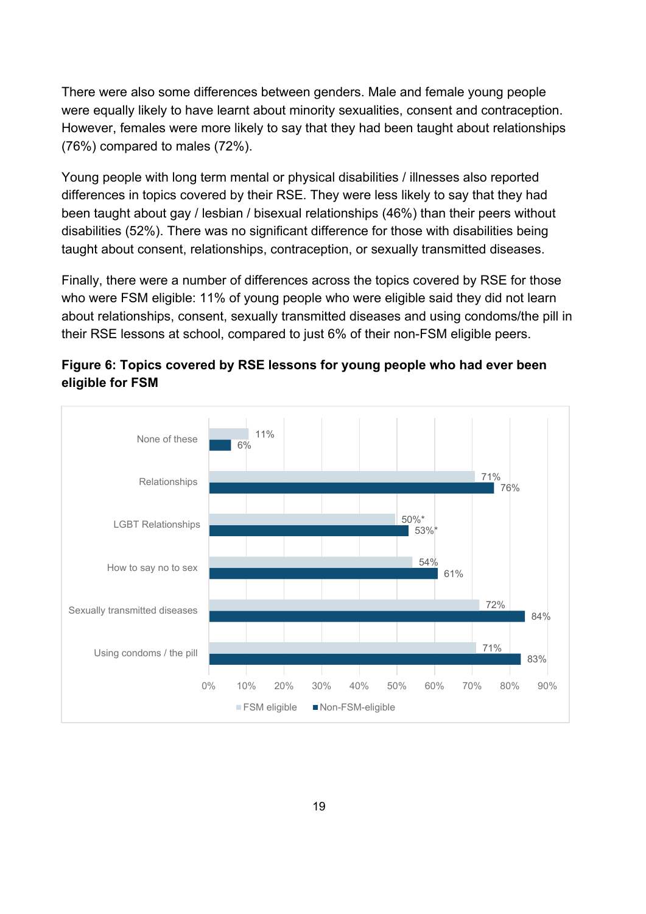There were also some differences between genders. Male and female young people were equally likely to have learnt about minority sexualities, consent and contraception. However, females were more likely to say that they had been taught about relationships (76%) compared to males (72%).

Young people with long term mental or physical disabilities / illnesses also reported differences in topics covered by their RSE. They were less likely to say that they had been taught about gay / lesbian / bisexual relationships (46%) than their peers without disabilities (52%). There was no significant difference for those with disabilities being taught about consent, relationships, contraception, or sexually transmitted diseases.

Finally, there were a number of differences across the topics covered by RSE for those who were FSM eligible: 11% of young people who were eligible said they did not learn about relationships, consent, sexually transmitted diseases and using condoms/the pill in their RSE lessons at school, compared to just 6% of their non-FSM eligible peers.

**Figure 6: Topics covered by RSE lessons for young people who had ever been eligible for FSM**

| Topic | FSM eligible | Non-FSM-eligible |
| --- | --- | --- |
| None of these | 11% | 6% |
| Relationships | 71% | 76% |
| LGBT Relationships | 50%* | 53%* |
| How to say no to sex | 54% | 61% |
| Sexually transmitted diseases | 72% | 84% |
| Using condoms / the pill | 71% | 83% |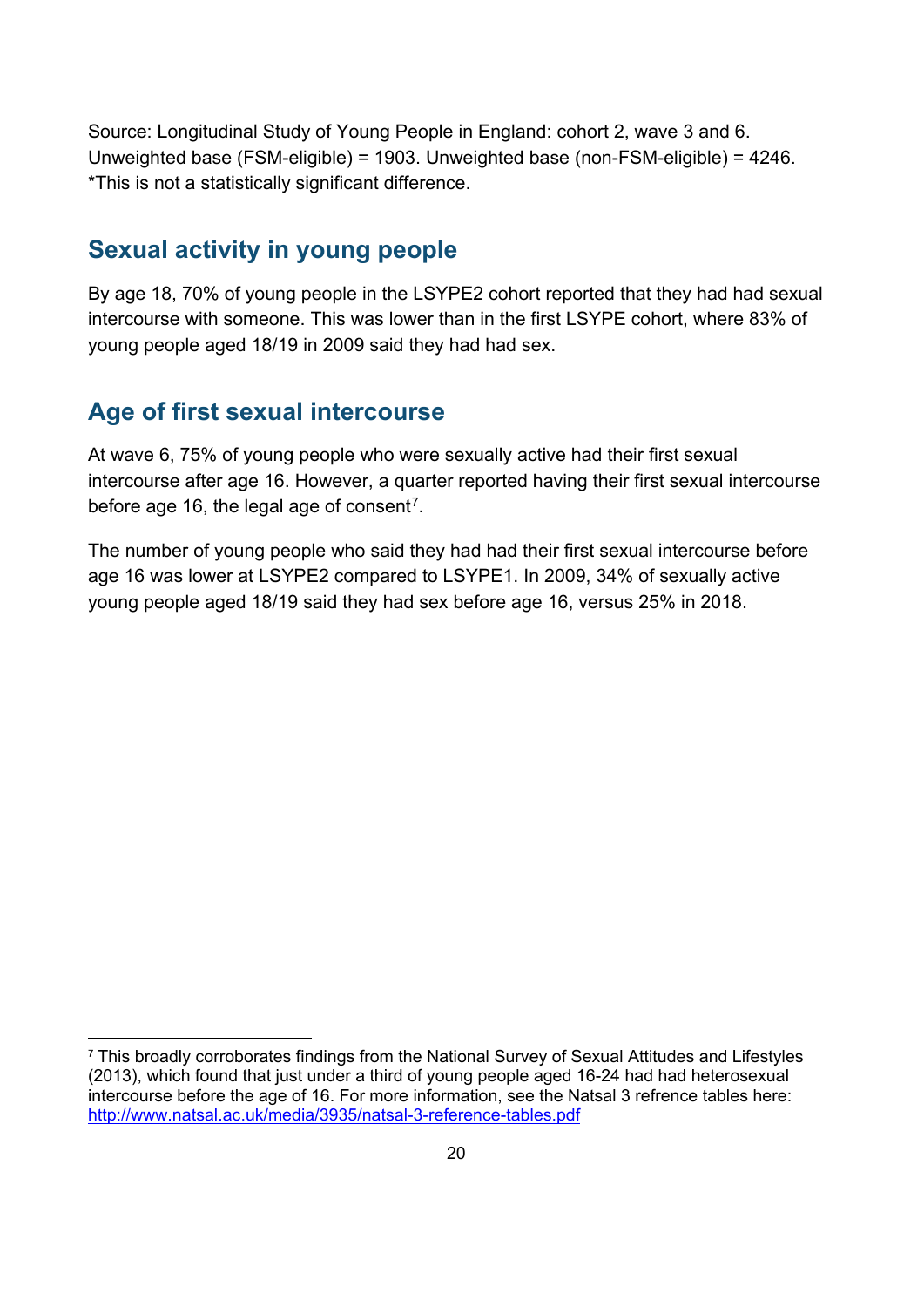Source: Longitudinal Study of Young People in England: cohort 2, wave 3 and 6. Unweighted base (FSM-eligible) = 1903. Unweighted base (non-FSM-eligible) = 4246.
*This is not a statistically significant difference.

## Sexual activity in young people

By age 18, 70% of young people in the LSYPE2 cohort reported that they had had sexual intercourse with someone. This was lower than in the first LSYPE cohort, where 83% of young people aged 18/19 in 2009 said they had had sex.

## Age of first sexual intercourse

At wave 6, 75% of young people who were sexually active had their first sexual intercourse after age 16. However, a quarter reported having their first sexual intercourse before age 16, the legal age of consent[7].

The number of young people who said they had had their first sexual intercourse before age 16 was lower at LSYPE2 compared to LSYPE1. In 2009, 34% of sexually active young people aged 18/19 said they had sex before age 16, versus 25% in 2018.

[7] This broadly corroborates findings from the National Survey of Sexual Attitudes and Lifestyles (2013), which found that just under a third of young people aged 16-24 had had heterosexual intercourse before the age of 16. For more information, see the Natsal 3 refrence tables here: http://www.natsal.ac.uk/media/3935/natsal-3-reference-tables.pdf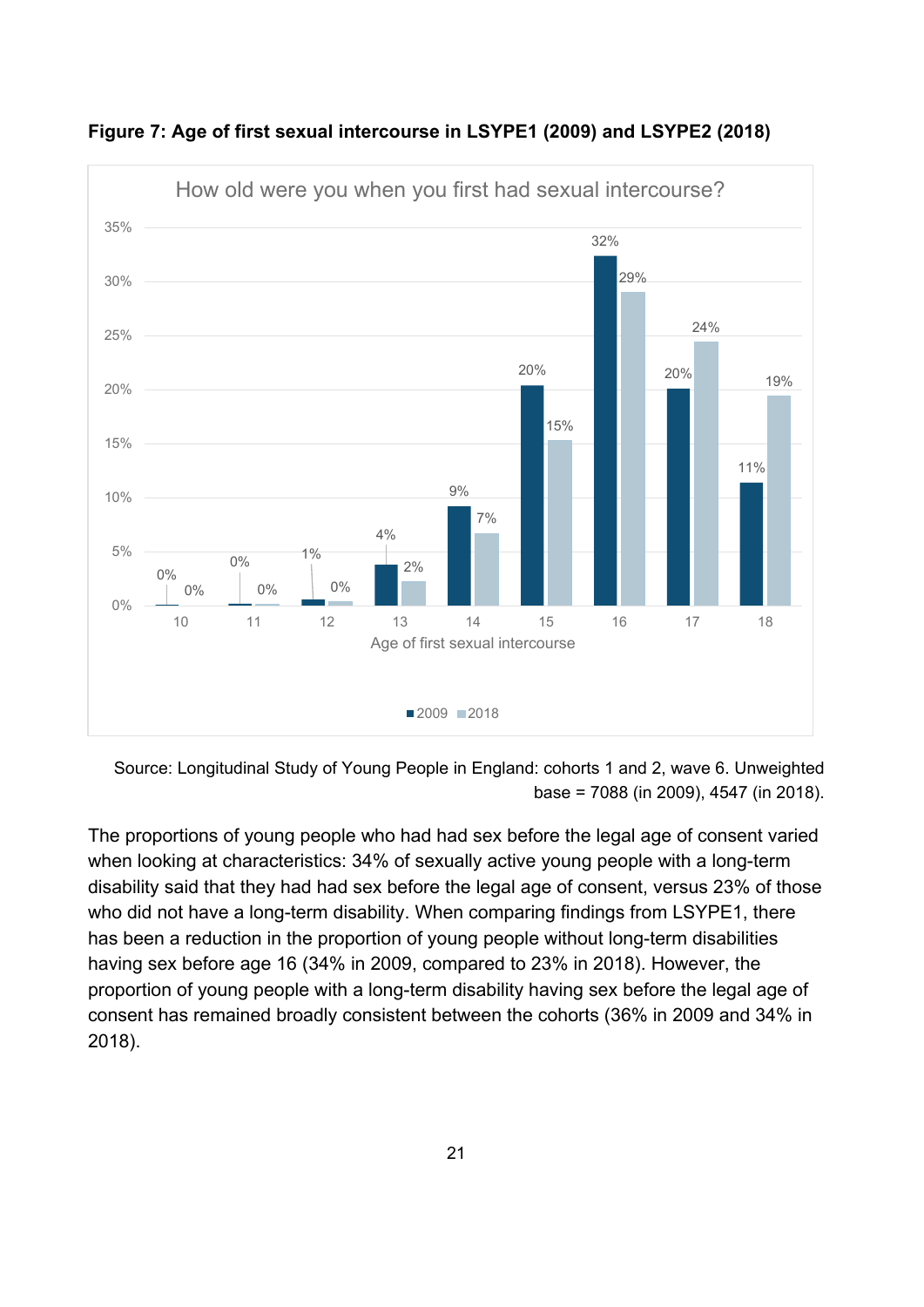**Figure 7: Age of first sexual intercourse in LSYPE1 (2009) and LSYPE2 (2018)**

How old were you when you first had sexual intercourse?

| Age of first sexual intercourse | 2009 | 2018 |
|---|---|---|
| 10 | 0% | 0% |
| 11 | 0% | 0% |
| 12 | 1% | 0% |
| 13 | 4% | 2% |
| 14 | 9% | 7% |
| 15 | 20% | 15% |
| 16 | 32% | 29% |
| 17 | 20% | 24% |
| 18 | 11% | 19% |

Source: Longitudinal Study of Young People in England: cohorts 1 and 2, wave 6. Unweighted base = 7088 (in 2009), 4547 (in 2018).

The proportions of young people who had had sex before the legal age of consent varied when looking at characteristics: 34% of sexually active young people with a long-term disability said that they had had sex before the legal age of consent, versus 23% of those who did not have a long-term disability. When comparing findings from LSYPE1, there has been a reduction in the proportion of young people without long-term disabilities having sex before age 16 (34% in 2009, compared to 23% in 2018). However, the proportion of young people with a long-term disability having sex before the legal age of consent has remained broadly consistent between the cohorts (36% in 2009 and 34% in 2018).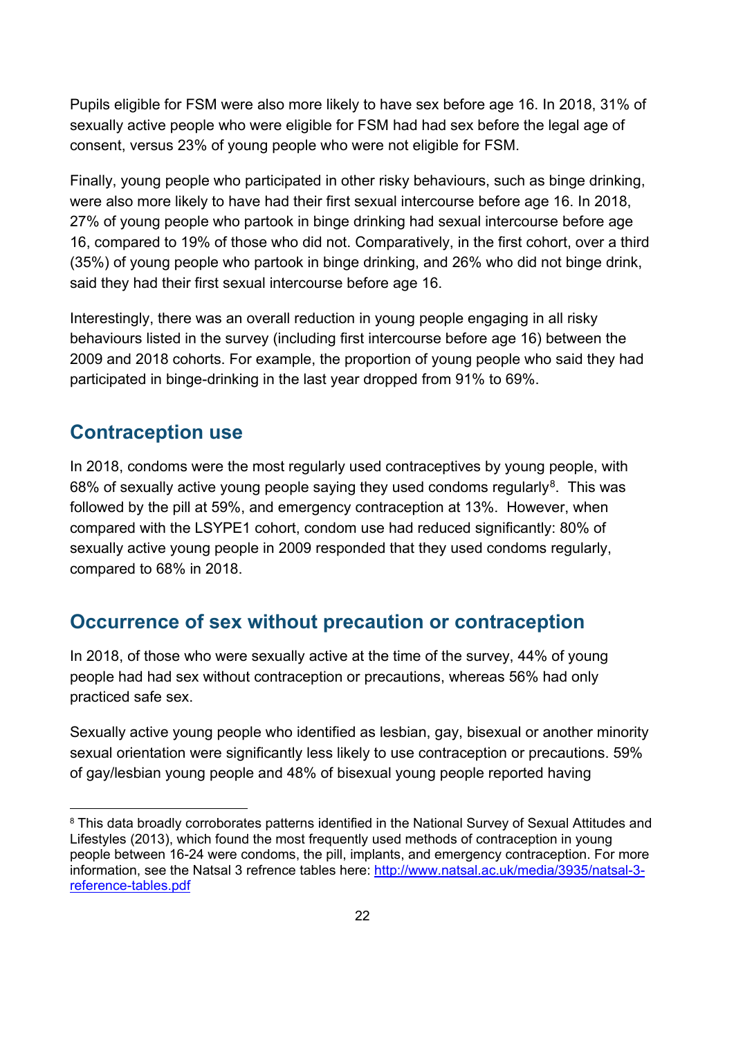Pupils eligible for FSM were also more likely to have sex before age 16. In 2018, 31% of sexually active people who were eligible for FSM had had sex before the legal age of consent, versus 23% of young people who were not eligible for FSM.

Finally, young people who participated in other risky behaviours, such as binge drinking, were also more likely to have had their first sexual intercourse before age 16. In 2018, 27% of young people who partook in binge drinking had sexual intercourse before age 16, compared to 19% of those who did not. Comparatively, in the first cohort, over a third (35%) of young people who partook in binge drinking, and 26% who did not binge drink, said they had their first sexual intercourse before age 16.

Interestingly, there was an overall reduction in young people engaging in all risky behaviours listed in the survey (including first intercourse before age 16) between the 2009 and 2018 cohorts. For example, the proportion of young people who said they had participated in binge-drinking in the last year dropped from 91% to 69%.

## Contraception use

In 2018, condoms were the most regularly used contraceptives by young people, with 68% of sexually active young people saying they used condoms regularly[8]. This was followed by the pill at 59%, and emergency contraception at 13%. However, when compared with the LSYPE1 cohort, condom use had reduced significantly: 80% of sexually active young people in 2009 responded that they used condoms regularly, compared to 68% in 2018.

## Occurrence of sex without precaution or contraception

In 2018, of those who were sexually active at the time of the survey, 44% of young people had had sex without contraception or precautions, whereas 56% had only practiced safe sex.

Sexually active young people who identified as lesbian, gay, bisexual or another minority sexual orientation were significantly less likely to use contraception or precautions. 59% of gay/lesbian young people and 48% of bisexual young people reported having

---

[8] This data broadly corroborates patterns identified in the National Survey of Sexual Attitudes and Lifestyles (2013), which found the most frequently used methods of contraception in young people between 16-24 were condoms, the pill, implants, and emergency contraception. For more information, see the Natsal 3 refrence tables here: [http://www.natsal.ac.uk/media/3935/natsal-3-reference-tables.pdf](http://www.natsal.ac.uk/media/3935/natsal-3-reference-tables.pdf)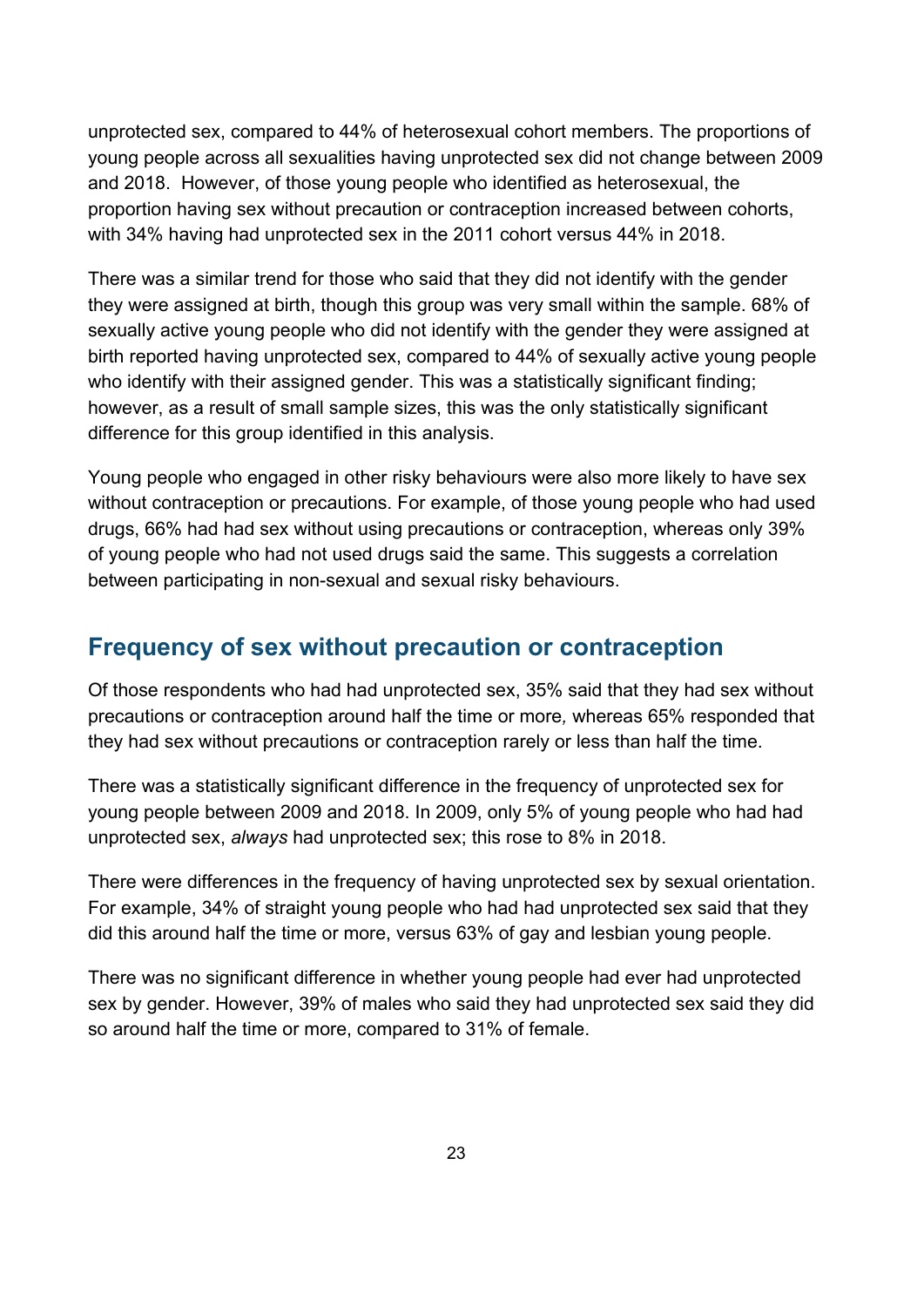unprotected sex, compared to 44% of heterosexual cohort members. The proportions of young people across all sexualities having unprotected sex did not change between 2009 and 2018. However, of those young people who identified as heterosexual, the proportion having sex without precaution or contraception increased between cohorts, with 34% having had unprotected sex in the 2011 cohort versus 44% in 2018.

There was a similar trend for those who said that they did not identify with the gender they were assigned at birth, though this group was very small within the sample. 68% of sexually active young people who did not identify with the gender they were assigned at birth reported having unprotected sex, compared to 44% of sexually active young people who identify with their assigned gender. This was a statistically significant finding; however, as a result of small sample sizes, this was the only statistically significant difference for this group identified in this analysis.

Young people who engaged in other risky behaviours were also more likely to have sex without contraception or precautions. For example, of those young people who had used drugs, 66% had had sex without using precautions or contraception, whereas only 39% of young people who had not used drugs said the same. This suggests a correlation between participating in non-sexual and sexual risky behaviours.

## Frequency of sex without precaution or contraception

Of those respondents who had had unprotected sex, 35% said that they had sex without precautions or contraception around half the time or more*,* whereas 65% responded that they had sex without precautions or contraception rarely or less than half the time.

There was a statistically significant difference in the frequency of unprotected sex for young people between 2009 and 2018. In 2009, only 5% of young people who had had unprotected sex, *always* had unprotected sex; this rose to 8% in 2018.

There were differences in the frequency of having unprotected sex by sexual orientation. For example, 34% of straight young people who had had unprotected sex said that they did this around half the time or more, versus 63% of gay and lesbian young people.

There was no significant difference in whether young people had ever had unprotected sex by gender. However, 39% of males who said they had unprotected sex said they did so around half the time or more, compared to 31% of female.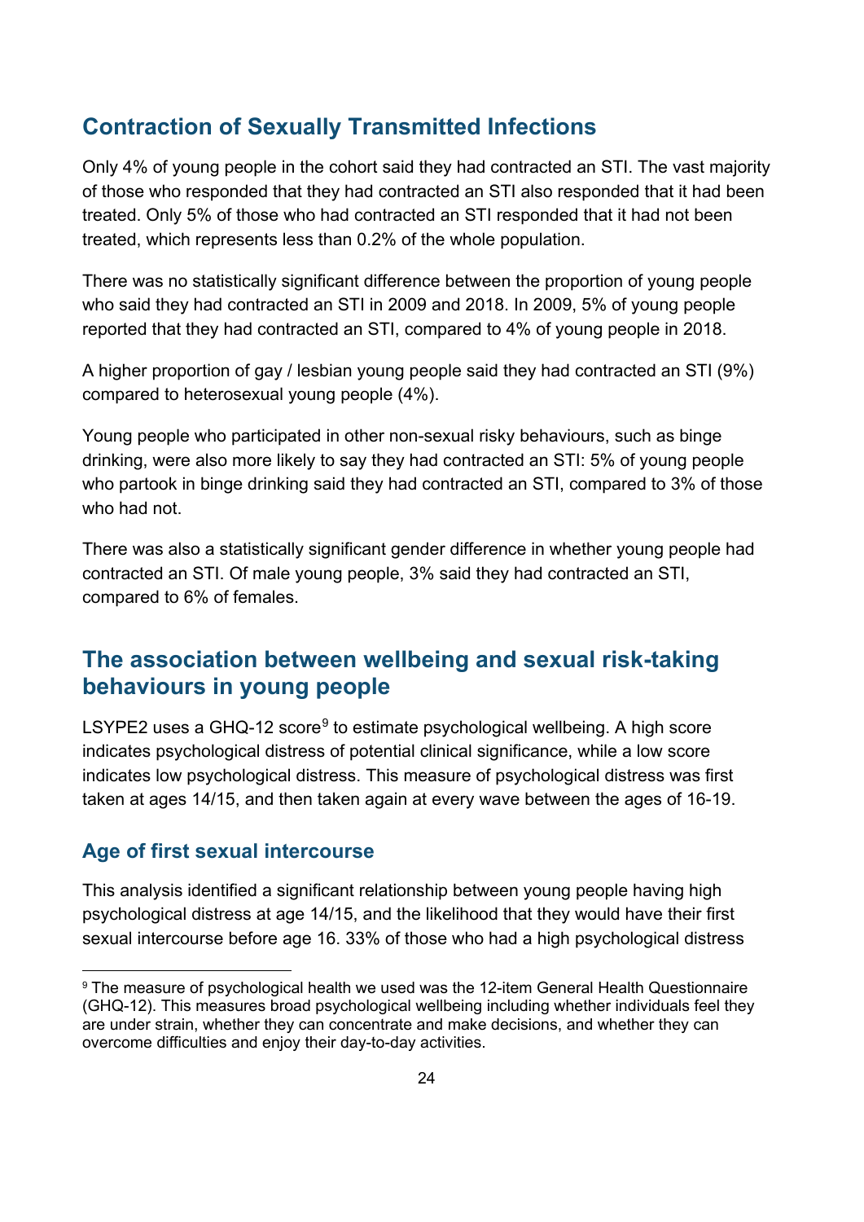## Contraction of Sexually Transmitted Infections

Only 4% of young people in the cohort said they had contracted an STI. The vast majority of those who responded that they had contracted an STI also responded that it had been treated. Only 5% of those who had contracted an STI responded that it had not been treated, which represents less than 0.2% of the whole population.

There was no statistically significant difference between the proportion of young people who said they had contracted an STI in 2009 and 2018. In 2009, 5% of young people reported that they had contracted an STI, compared to 4% of young people in 2018.

A higher proportion of gay / lesbian young people said they had contracted an STI (9%) compared to heterosexual young people (4%).

Young people who participated in other non-sexual risky behaviours, such as binge drinking, were also more likely to say they had contracted an STI: 5% of young people who partook in binge drinking said they had contracted an STI, compared to 3% of those who had not.

There was also a statistically significant gender difference in whether young people had contracted an STI. Of male young people, 3% said they had contracted an STI, compared to 6% of females.

## The association between wellbeing and sexual risk-taking behaviours in young people

LSYPE2 uses a GHQ-12 score[9] to estimate psychological wellbeing. A high score indicates psychological distress of potential clinical significance, while a low score indicates low psychological distress. This measure of psychological distress was first taken at ages 14/15, and then taken again at every wave between the ages of 16-19.

### Age of first sexual intercourse

This analysis identified a significant relationship between young people having high psychological distress at age 14/15, and the likelihood that they would have their first sexual intercourse before age 16. 33% of those who had a high psychological distress

[9] The measure of psychological health we used was the 12-item General Health Questionnaire (GHQ-12). This measures broad psychological wellbeing including whether individuals feel they are under strain, whether they can concentrate and make decisions, and whether they can overcome difficulties and enjoy their day-to-day activities.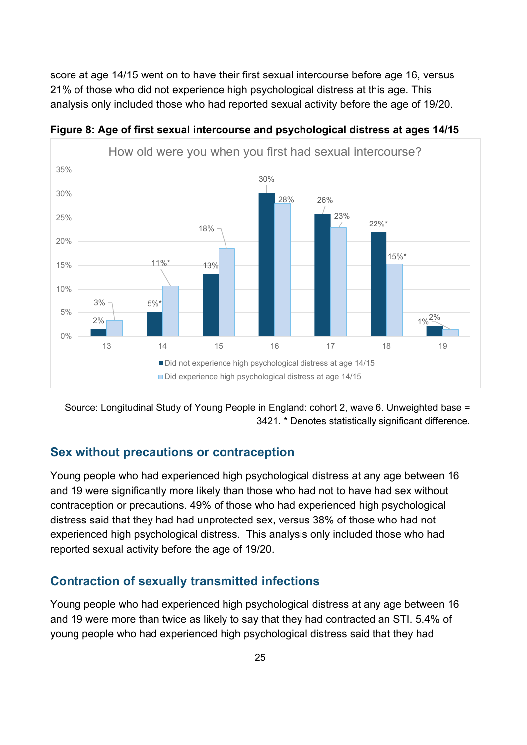score at age 14/15 went on to have their first sexual intercourse before age 16, versus 21% of those who did not experience high psychological distress at this age. This analysis only included those who had reported sexual activity before the age of 19/20.

**Figure 8: Age of first sexual intercourse and psychological distress at ages 14/15**

How old were you when you first had sexual intercourse?

| Age | Did not experience high psychological distress at age 14/15 | Did experience high psychological distress at age 14/15 |
|---|---|---|
| 13 | 2% | 3% |
| 14 | 5%* | 11%* |
| 15 | 13% | 18% |
| 16 | 30% | 28% |
| 17 | 26% | 23% |
| 18 | 22%* | 15%* |
| 19 | 2% | 1% |

Source: Longitudinal Study of Young People in England: cohort 2, wave 6. Unweighted base = 3421. * Denotes statistically significant difference.

## Sex without precautions or contraception

Young people who had experienced high psychological distress at any age between 16 and 19 were significantly more likely than those who had not to have had sex without contraception or precautions. 49% of those who had experienced high psychological distress said that they had had unprotected sex, versus 38% of those who had not experienced high psychological distress. This analysis only included those who had reported sexual activity before the age of 19/20.

## Contraction of sexually transmitted infections

Young people who had experienced high psychological distress at any age between 16 and 19 were more than twice as likely to say that they had contracted an STI. 5.4% of young people who had experienced high psychological distress said that they had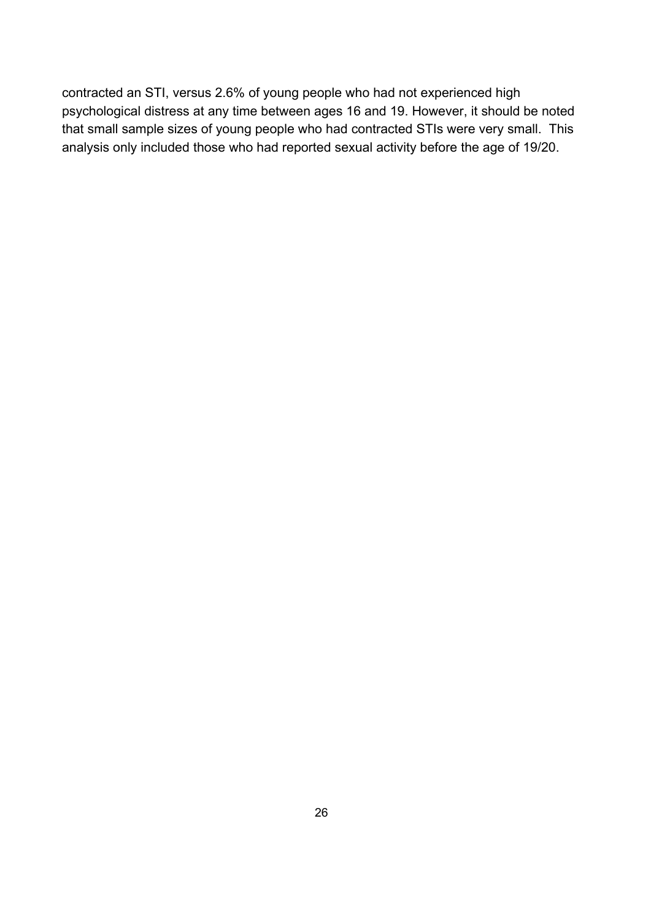contracted an STI, versus 2.6% of young people who had not experienced high psychological distress at any time between ages 16 and 19. However, it should be noted that small sample sizes of young people who had contracted STIs were very small. This analysis only included those who had reported sexual activity before the age of 19/20.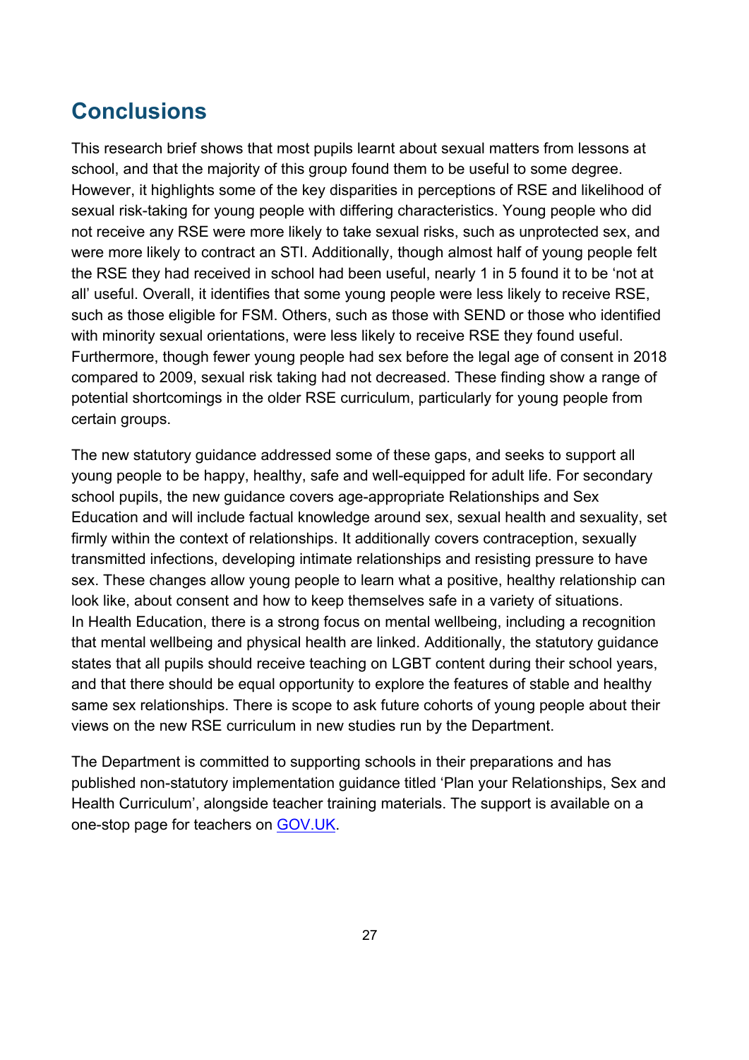## Conclusions

This research brief shows that most pupils learnt about sexual matters from lessons at school, and that the majority of this group found them to be useful to some degree. However, it highlights some of the key disparities in perceptions of RSE and likelihood of sexual risk-taking for young people with differing characteristics. Young people who did not receive any RSE were more likely to take sexual risks, such as unprotected sex, and were more likely to contract an STI. Additionally, though almost half of young people felt the RSE they had received in school had been useful, nearly 1 in 5 found it to be 'not at all' useful. Overall, it identifies that some young people were less likely to receive RSE, such as those eligible for FSM. Others, such as those with SEND or those who identified with minority sexual orientations, were less likely to receive RSE they found useful. Furthermore, though fewer young people had sex before the legal age of consent in 2018 compared to 2009, sexual risk taking had not decreased. These finding show a range of potential shortcomings in the older RSE curriculum, particularly for young people from certain groups.

The new statutory guidance addressed some of these gaps, and seeks to support all young people to be happy, healthy, safe and well-equipped for adult life. For secondary school pupils, the new guidance covers age-appropriate Relationships and Sex Education and will include factual knowledge around sex, sexual health and sexuality, set firmly within the context of relationships. It additionally covers contraception, sexually transmitted infections, developing intimate relationships and resisting pressure to have sex. These changes allow young people to learn what a positive, healthy relationship can look like, about consent and how to keep themselves safe in a variety of situations. In Health Education, there is a strong focus on mental wellbeing, including a recognition that mental wellbeing and physical health are linked. Additionally, the statutory guidance states that all pupils should receive teaching on LGBT content during their school years, and that there should be equal opportunity to explore the features of stable and healthy same sex relationships. There is scope to ask future cohorts of young people about their views on the new RSE curriculum in new studies run by the Department.

The Department is committed to supporting schools in their preparations and has published non-statutory implementation guidance titled 'Plan your Relationships, Sex and Health Curriculum', alongside teacher training materials. The support is available on a one-stop page for teachers on GOV.UK.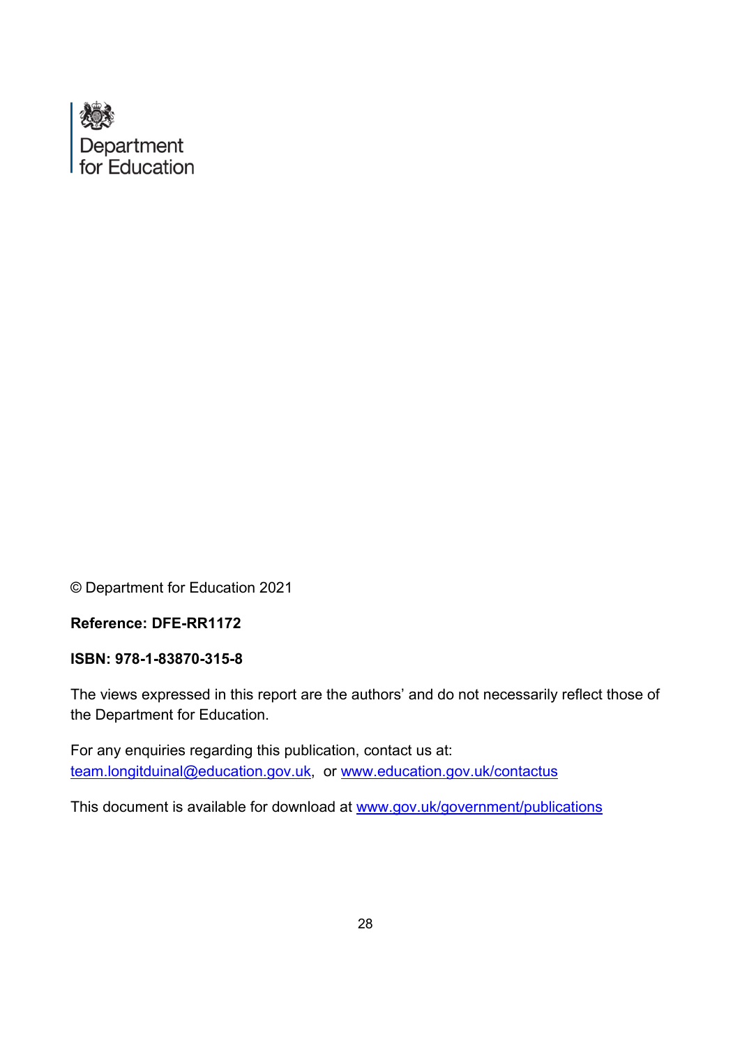Department for Education

© Department for Education 2021

**Reference: DFE-RR1172**

**ISBN: 978-1-83870-315-8**

The views expressed in this report are the authors' and do not necessarily reflect those of the Department for Education.

For any enquiries regarding this publication, contact us at: team.longitduinal@education.gov.uk, or www.education.gov.uk/contactus

This document is available for download at www.gov.uk/government/publications